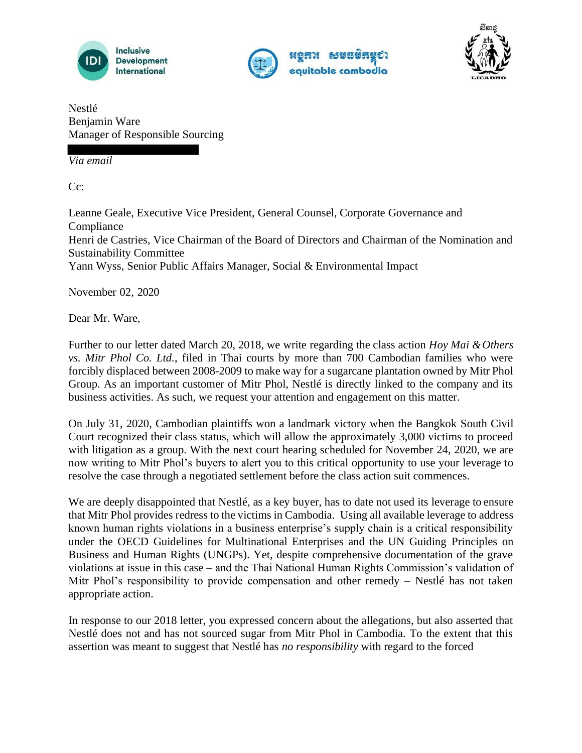Inclusive Development International

អង្គការ សមធម៌កម្ពុជា equitable cambodia

LICADHO

Nestlé
Benjamin Ware
Manager of Responsible Sourcing

*Via email*

Cc:

Leanne Geale, Executive Vice President, General Counsel, Corporate Governance and Compliance
Henri de Castries, Vice Chairman of the Board of Directors and Chairman of the Nomination and Sustainability Committee
Yann Wyss, Senior Public Affairs Manager, Social & Environmental Impact

November 02, 2020

Dear Mr. Ware,

Further to our letter dated March 20, 2018, we write regarding the class action *Hoy Mai & Others vs. Mitr Phol Co. Ltd.*, filed in Thai courts by more than 700 Cambodian families who were forcibly displaced between 2008-2009 to make way for a sugarcane plantation owned by Mitr Phol Group. As an important customer of Mitr Phol, Nestlé is directly linked to the company and its business activities. As such, we request your attention and engagement on this matter.

On July 31, 2020, Cambodian plaintiffs won a landmark victory when the Bangkok South Civil Court recognized their class status, which will allow the approximately 3,000 victims to proceed with litigation as a group. With the next court hearing scheduled for November 24, 2020, we are now writing to Mitr Phol's buyers to alert you to this critical opportunity to use your leverage to resolve the case through a negotiated settlement before the class action suit commences.

We are deeply disappointed that Nestlé, as a key buyer, has to date not used its leverage to ensure that Mitr Phol provides redress to the victims in Cambodia. Using all available leverage to address known human rights violations in a business enterprise's supply chain is a critical responsibility under the OECD Guidelines for Multinational Enterprises and the UN Guiding Principles on Business and Human Rights (UNGPs). Yet, despite comprehensive documentation of the grave violations at issue in this case – and the Thai National Human Rights Commission's validation of Mitr Phol's responsibility to provide compensation and other remedy – Nestlé has not taken appropriate action.

In response to our 2018 letter, you expressed concern about the allegations, but also asserted that Nestlé does not and has not sourced sugar from Mitr Phol in Cambodia. To the extent that this assertion was meant to suggest that Nestlé has *no responsibility* with regard to the forced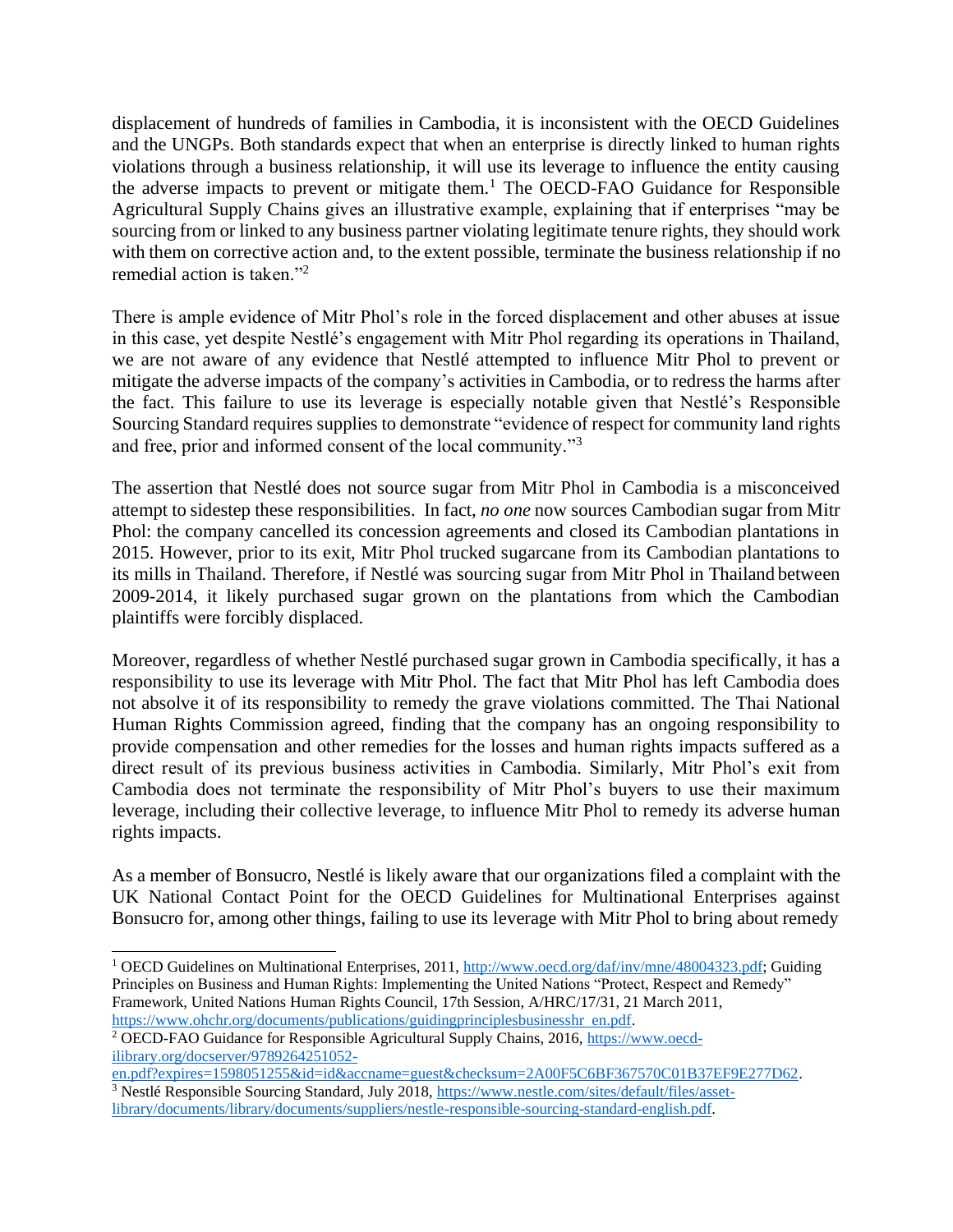displacement of hundreds of families in Cambodia, it is inconsistent with the OECD Guidelines and the UNGPs. Both standards expect that when an enterprise is directly linked to human rights violations through a business relationship, it will use its leverage to influence the entity causing the adverse impacts to prevent or mitigate them.[1] The OECD-FAO Guidance for Responsible Agricultural Supply Chains gives an illustrative example, explaining that if enterprises "may be sourcing from or linked to any business partner violating legitimate tenure rights, they should work with them on corrective action and, to the extent possible, terminate the business relationship if no remedial action is taken."[2]

There is ample evidence of Mitr Phol's role in the forced displacement and other abuses at issue in this case, yet despite Nestlé's engagement with Mitr Phol regarding its operations in Thailand, we are not aware of any evidence that Nestlé attempted to influence Mitr Phol to prevent or mitigate the adverse impacts of the company's activities in Cambodia, or to redress the harms after the fact. This failure to use its leverage is especially notable given that Nestlé's Responsible Sourcing Standard requires supplies to demonstrate "evidence of respect for community land rights and free, prior and informed consent of the local community."[3]

The assertion that Nestlé does not source sugar from Mitr Phol in Cambodia is a misconceived attempt to sidestep these responsibilities. In fact, *no one* now sources Cambodian sugar from Mitr Phol: the company cancelled its concession agreements and closed its Cambodian plantations in 2015. However, prior to its exit, Mitr Phol trucked sugarcane from its Cambodian plantations to its mills in Thailand. Therefore, if Nestlé was sourcing sugar from Mitr Phol in Thailand between 2009-2014, it likely purchased sugar grown on the plantations from which the Cambodian plaintiffs were forcibly displaced.

Moreover, regardless of whether Nestlé purchased sugar grown in Cambodia specifically, it has a responsibility to use its leverage with Mitr Phol. The fact that Mitr Phol has left Cambodia does not absolve it of its responsibility to remedy the grave violations committed. The Thai National Human Rights Commission agreed, finding that the company has an ongoing responsibility to provide compensation and other remedies for the losses and human rights impacts suffered as a direct result of its previous business activities in Cambodia. Similarly, Mitr Phol's exit from Cambodia does not terminate the responsibility of Mitr Phol's buyers to use their maximum leverage, including their collective leverage, to influence Mitr Phol to remedy its adverse human rights impacts.

As a member of Bonsucro, Nestlé is likely aware that our organizations filed a complaint with the UK National Contact Point for the OECD Guidelines for Multinational Enterprises against Bonsucro for, among other things, failing to use its leverage with Mitr Phol to bring about remedy

---

[1] OECD Guidelines on Multinational Enterprises, 2011, http://www.oecd.org/daf/inv/mne/48004323.pdf; Guiding Principles on Business and Human Rights: Implementing the United Nations "Protect, Respect and Remedy" Framework, United Nations Human Rights Council, 17th Session, A/HRC/17/31, 21 March 2011, https://www.ohchr.org/documents/publications/guidingprinciplesbusinesshr_en.pdf.

[2] OECD-FAO Guidance for Responsible Agricultural Supply Chains, 2016, https://www.oecd-ilibrary.org/docserver/9789264251052-en.pdf?expires=1598051255&id=id&accname=guest&checksum=2A00F5C6BF367570C01B37EF9E277D62.

[3] Nestlé Responsible Sourcing Standard, July 2018, https://www.nestle.com/sites/default/files/asset-library/documents/library/documents/suppliers/nestle-responsible-sourcing-standard-english.pdf.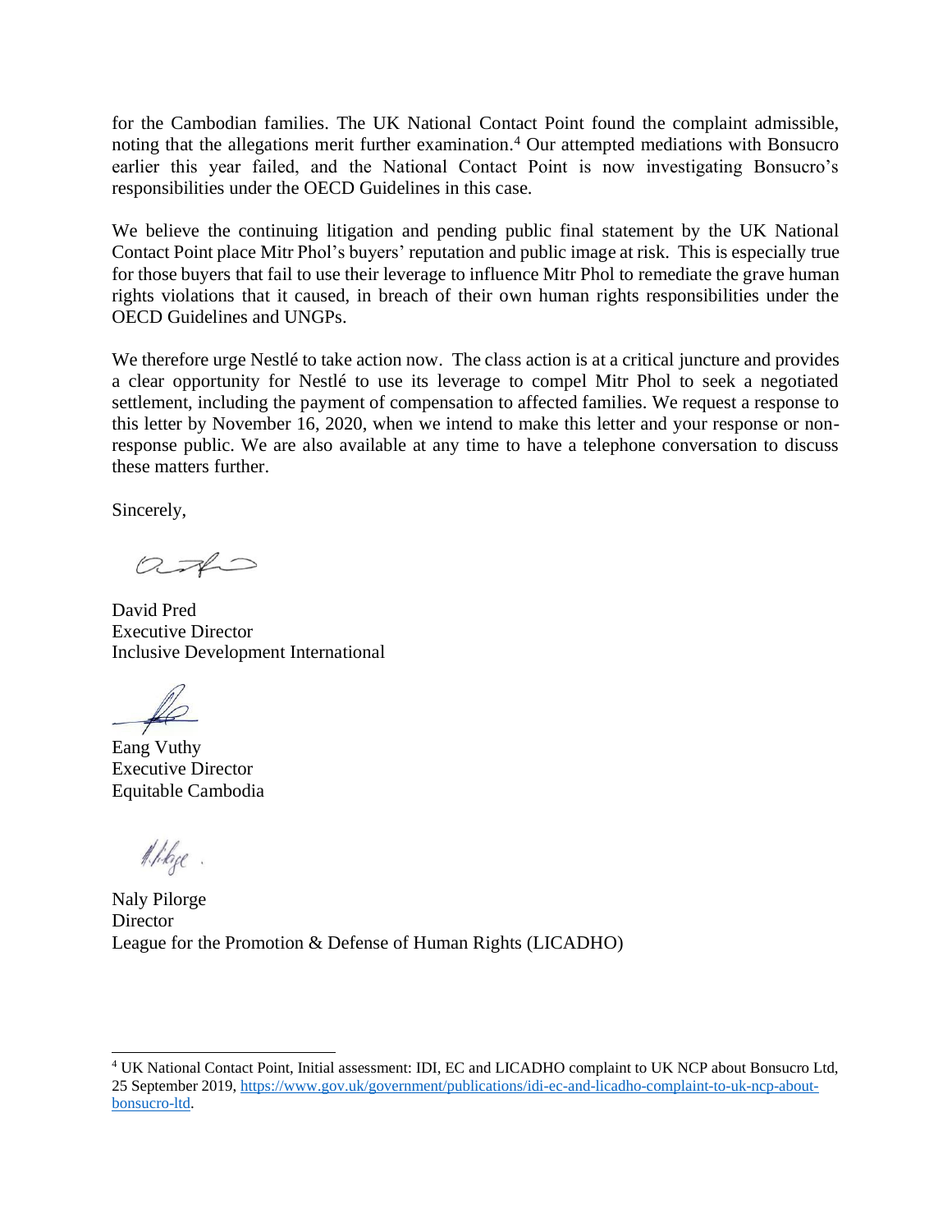for the Cambodian families. The UK National Contact Point found the complaint admissible, noting that the allegations merit further examination.[4] Our attempted mediations with Bonsucro earlier this year failed, and the National Contact Point is now investigating Bonsucro's responsibilities under the OECD Guidelines in this case.

We believe the continuing litigation and pending public final statement by the UK National Contact Point place Mitr Phol's buyers' reputation and public image at risk. This is especially true for those buyers that fail to use their leverage to influence Mitr Phol to remediate the grave human rights violations that it caused, in breach of their own human rights responsibilities under the OECD Guidelines and UNGPs.

We therefore urge Nestlé to take action now. The class action is at a critical juncture and provides a clear opportunity for Nestlé to use its leverage to compel Mitr Phol to seek a negotiated settlement, including the payment of compensation to affected families. We request a response to this letter by November 16, 2020, when we intend to make this letter and your response or non-response public. We are also available at any time to have a telephone conversation to discuss these matters further.

Sincerely,

David Pred
Executive Director
Inclusive Development International

Eang Vuthy
Executive Director
Equitable Cambodia

Naly Pilorge
Director
League for the Promotion & Defense of Human Rights (LICADHO)

---

[4] UK National Contact Point, Initial assessment: IDI, EC and LICADHO complaint to UK NCP about Bonsucro Ltd, 25 September 2019, https://www.gov.uk/government/publications/idi-ec-and-licadho-complaint-to-uk-ncp-about-bonsucro-ltd.